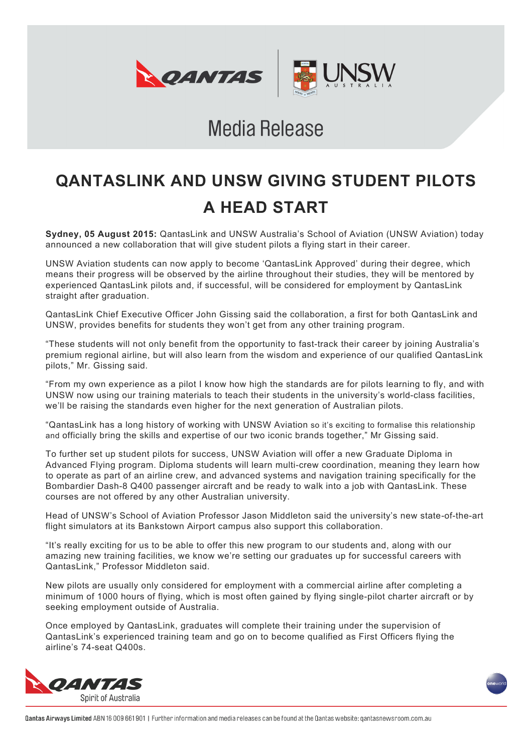Media Release

# QANTASLINK AND UNSW GIVING STUDENT PILOTS A HEAD START

**Sydney, 05 August 2015:** QantasLink and UNSW Australia's School of Aviation (UNSW Aviation) today announced a new collaboration that will give student pilots a flying start in their career.

UNSW Aviation students can now apply to become 'QantasLink Approved' during their degree, which means their progress will be observed by the airline throughout their studies, they will be mentored by experienced QantasLink pilots and, if successful, will be considered for employment by QantasLink straight after graduation.

QantasLink Chief Executive Officer John Gissing said the collaboration, a first for both QantasLink and UNSW, provides benefits for students they won't get from any other training program.

"These students will not only benefit from the opportunity to fast-track their career by joining Australia's premium regional airline, but will also learn from the wisdom and experience of our qualified QantasLink pilots," Mr. Gissing said.

"From my own experience as a pilot I know how high the standards are for pilots learning to fly, and with UNSW now using our training materials to teach their students in the university's world-class facilities, we'll be raising the standards even higher for the next generation of Australian pilots.

"QantasLink has a long history of working with UNSW Aviation so it's exciting to formalise this relationship and officially bring the skills and expertise of our two iconic brands together," Mr Gissing said.

To further set up student pilots for success, UNSW Aviation will offer a new Graduate Diploma in Advanced Flying program. Diploma students will learn multi-crew coordination, meaning they learn how to operate as part of an airline crew, and advanced systems and navigation training specifically for the Bombardier Dash-8 Q400 passenger aircraft and be ready to walk into a job with QantasLink. These courses are not offered by any other Australian university.

Head of UNSW's School of Aviation Professor Jason Middleton said the university's new state-of-the-art flight simulators at its Bankstown Airport campus also support this collaboration.

"It's really exciting for us to be able to offer this new program to our students and, along with our amazing new training facilities, we know we're setting our graduates up for successful careers with QantasLink," Professor Middleton said.

New pilots are usually only considered for employment with a commercial airline after completing a minimum of 1000 hours of flying, which is most often gained by flying single-pilot charter aircraft or by seeking employment outside of Australia.

Once employed by QantasLink, graduates will complete their training under the supervision of QantasLink's experienced training team and go on to become qualified as First Officers flying the airline's 74-seat Q400s.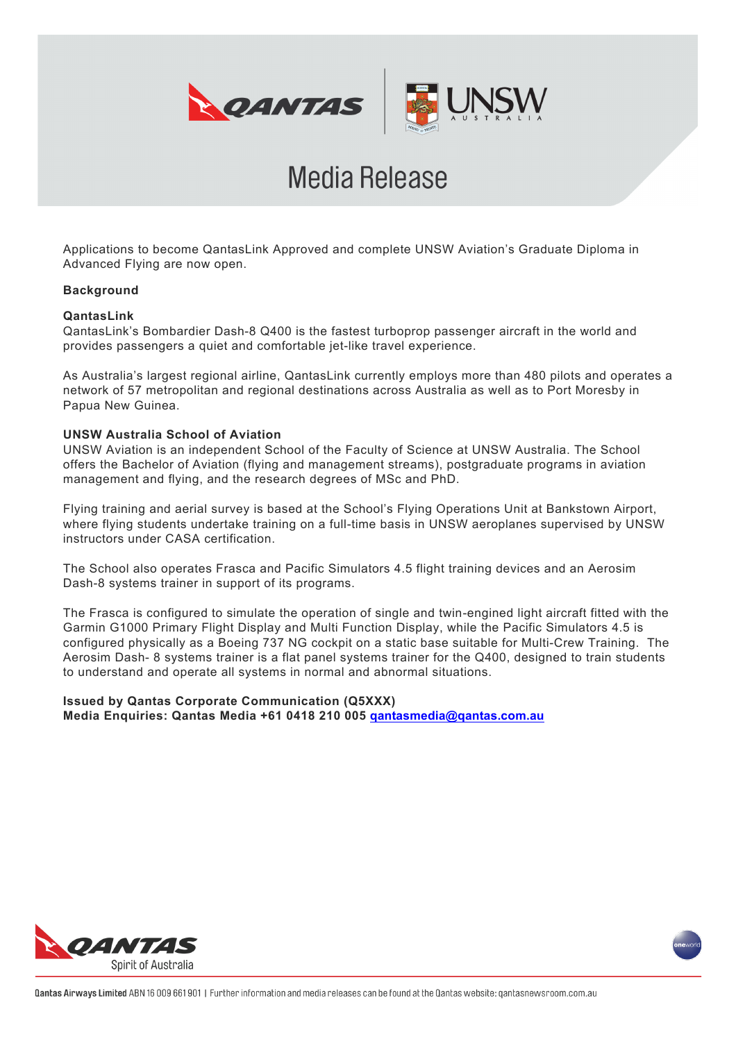# Media Release

Applications to become QantasLink Approved and complete UNSW Aviation's Graduate Diploma in Advanced Flying are now open.

**Background**

**QantasLink**
QantasLink's Bombardier Dash-8 Q400 is the fastest turboprop passenger aircraft in the world and provides passengers a quiet and comfortable jet-like travel experience.

As Australia's largest regional airline, QantasLink currently employs more than 480 pilots and operates a network of 57 metropolitan and regional destinations across Australia as well as to Port Moresby in Papua New Guinea.

**UNSW Australia School of Aviation**
UNSW Aviation is an independent School of the Faculty of Science at UNSW Australia. The School offers the Bachelor of Aviation (flying and management streams), postgraduate programs in aviation management and flying, and the research degrees of MSc and PhD.

Flying training and aerial survey is based at the School's Flying Operations Unit at Bankstown Airport, where flying students undertake training on a full-time basis in UNSW aeroplanes supervised by UNSW instructors under CASA certification.

The School also operates Frasca and Pacific Simulators 4.5 flight training devices and an Aerosim Dash-8 systems trainer in support of its programs.

The Frasca is configured to simulate the operation of single and twin-engined light aircraft fitted with the Garmin G1000 Primary Flight Display and Multi Function Display, while the Pacific Simulators 4.5 is configured physically as a Boeing 737 NG cockpit on a static base suitable for Multi-Crew Training. The Aerosim Dash- 8 systems trainer is a flat panel systems trainer for the Q400, designed to train students to understand and operate all systems in normal and abnormal situations.

**Issued by Qantas Corporate Communication (Q5XXX)**
**Media Enquiries: Qantas Media +61 0418 210 005 qantasmedia@qantas.com.au**

Qantas Spirit of Australia

**Qantas Airways Limited** ABN 16 009 661 901 | Further information and media releases can be found at the Qantas website: qantasnewsroom.com.au